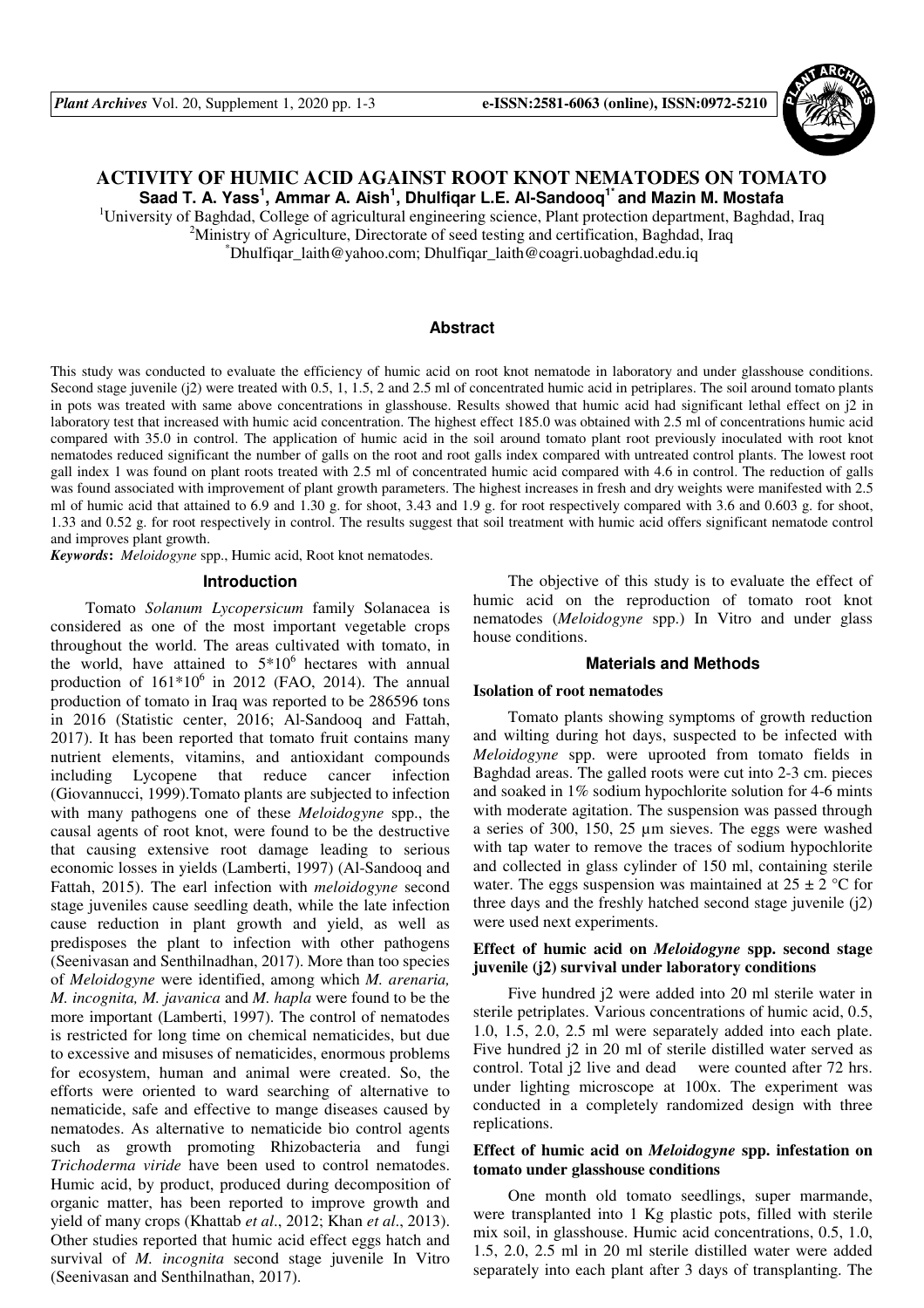# ACTIVITY OF HUMIC ACID AGAINST ROOT KNOT NEMATODES ON TOMATO

**Saad T. A. Yass[1], Ammar A. Aish[1], Dhulfiqar L.E. Al-Sandooq[1*] and Mazin M. Mostafa**

[1]University of Baghdad, College of agricultural engineering science, Plant protection department, Baghdad, Iraq
[2]Ministry of Agriculture, Directorate of seed testing and certification, Baghdad, Iraq
[*]Dhulfiqar_laith@yahoo.com; Dhulfiqar_laith@coagri.uobaghdad.edu.iq

## Abstract

This study was conducted to evaluate the efficiency of humic acid on root knot nematode in laboratory and under glasshouse conditions. Second stage juvenile (j2) were treated with 0.5, 1, 1.5, 2 and 2.5 ml of concentrated humic acid in petriplares. The soil around tomato plants in pots was treated with same above concentrations in glasshouse. Results showed that humic acid had significant lethal effect on j2 in laboratory test that increased with humic acid concentration. The highest effect 185.0 was obtained with 2.5 ml of concentrations humic acid compared with 35.0 in control. The application of humic acid in the soil around tomato plant root previously inoculated with root knot nematodes reduced significant the number of galls on the root and root galls index compared with untreated control plants. The lowest root gall index 1 was found on plant roots treated with 2.5 ml of concentrated humic acid compared with 4.6 in control. The reduction of galls was found associated with improvement of plant growth parameters. The highest increases in fresh and dry weights were manifested with 2.5 ml of humic acid that attained to 6.9 and 1.30 g. for shoot, 3.43 and 1.9 g. for root respectively compared with 3.6 and 0.603 g. for shoot, 1.33 and 0.52 g. for root respectively in control. The results suggest that soil treatment with humic acid offers significant nematode control and improves plant growth.

***Keywords*:** *Meloidogyne* spp., Humic acid, Root knot nematodes.

## Introduction

Tomato *Solanum Lycopersicum* family Solanacea is considered as one of the most important vegetable crops throughout the world. The areas cultivated with tomato, in the world, have attained to $5*10^6$ hectares with annual production of $161*10^6$ in 2012 (FAO, 2014). The annual production of tomato in Iraq was reported to be 286596 tons in 2016 (Statistic center, 2016; Al-Sandooq and Fattah, 2017). It has been reported that tomato fruit contains many nutrient elements, vitamins, and antioxidant compounds including Lycopene that reduce cancer infection (Giovannucci, 1999).Tomato plants are subjected to infection with many pathogens one of these *Meloidogyne* spp., the causal agents of root knot, were found to be the destructive that causing extensive root damage leading to serious economic losses in yields (Lamberti, 1997) (Al-Sandooq and Fattah, 2015). The earl infection with *meloidogyne* second stage juveniles cause seedling death, while the late infection cause reduction in plant growth and yield, as well as predisposes the plant to infection with other pathogens (Seenivasan and Senthilnadhan, 2017). More than too species of *Meloidogyne* were identified, among which *M. arenaria, M. incognita, M. javanica* and *M. hapla* were found to be the more important (Lamberti, 1997). The control of nematodes is restricted for long time on chemical nematicides, but due to excessive and misuses of nematicides, enormous problems for ecosystem, human and animal were created. So, the efforts were oriented to ward searching of alternative to nematicide, safe and effective to mange diseases caused by nematodes. As alternative to nematicide bio control agents such as growth promoting Rhizobacteria and fungi *Trichoderma viride* have been used to control nematodes. Humic acid, by product, produced during decomposition of organic matter, has been reported to improve growth and yield of many crops (Khattab *et al*., 2012; Khan *et al*., 2013). Other studies reported that humic acid effect eggs hatch and survival of *M. incognita* second stage juvenile In Vitro (Seenivasan and Senthilnathan, 2017).

The objective of this study is to evaluate the effect of humic acid on the reproduction of tomato root knot nematodes (*Meloidogyne* spp.) In Vitro and under glass house conditions.

## Materials and Methods

### Isolation of root nematodes

Tomato plants showing symptoms of growth reduction and wilting during hot days, suspected to be infected with *Meloidogyne* spp. were uprooted from tomato fields in Baghdad areas. The galled roots were cut into 2-3 cm. pieces and soaked in 1% sodium hypochlorite solution for 4-6 mints with moderate agitation. The suspension was passed through a series of 300, 150, 25 µm sieves. The eggs were washed with tap water to remove the traces of sodium hypochlorite and collected in glass cylinder of 150 ml, containing sterile water. The eggs suspension was maintained at 25 ± 2 °C for three days and the freshly hatched second stage juvenile (j2) were used next experiments.

### Effect of humic acid on *Meloidogyne* spp. second stage juvenile (j2) survival under laboratory conditions

Five hundred j2 were added into 20 ml sterile water in sterile petriplates. Various concentrations of humic acid, 0.5, 1.0, 1.5, 2.0, 2.5 ml were separately added into each plate. Five hundred j2 in 20 ml of sterile distilled water served as control. Total j2 live and dead were counted after 72 hrs. under lighting microscope at 100x. The experiment was conducted in a completely randomized design with three replications.

### Effect of humic acid on *Meloidogyne* spp. infestation on tomato under glasshouse conditions

One month old tomato seedlings, super marmande, were transplanted into 1 Kg plastic pots, filled with sterile mix soil, in glasshouse. Humic acid concentrations, 0.5, 1.0, 1.5, 2.0, 2.5 ml in 20 ml sterile distilled water were added separately into each plant after 3 days of transplanting. The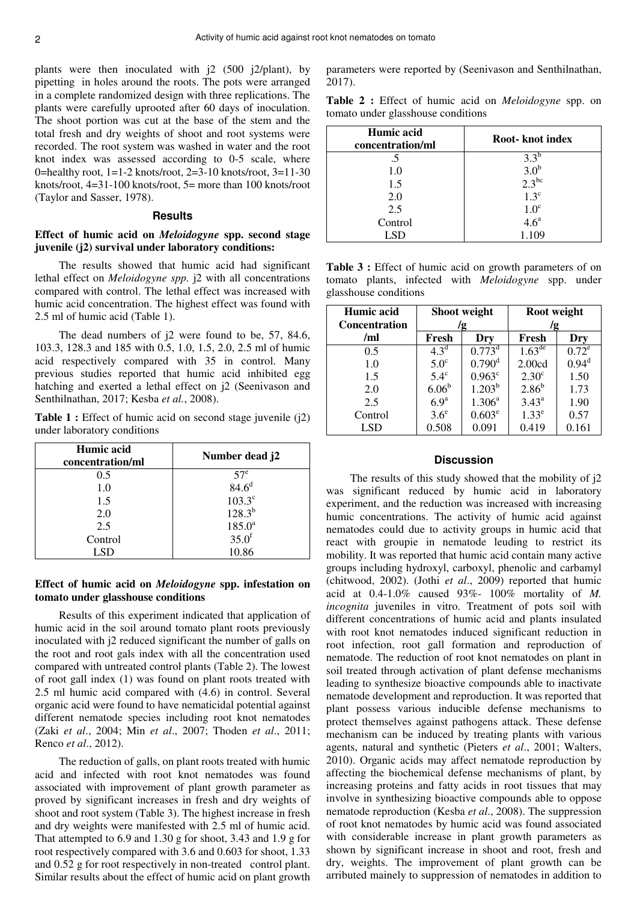plants were then inoculated with j2 (500 j2/plant), by pipetting in holes around the roots. The pots were arranged in a complete randomized design with three replications. The plants were carefully uprooted after 60 days of inoculation. The shoot portion was cut at the base of the stem and the total fresh and dry weights of shoot and root systems were recorded. The root system was washed in water and the root knot index was assessed according to 0-5 scale, where 0=healthy root, 1=1-2 knots/root, 2=3-10 knots/root, 3=11-30 knots/root, 4=31-100 knots/root, 5= more than 100 knots/root (Taylor and Sasser, 1978).

## Results

### Effect of humic acid on *Meloidogyne* spp. second stage juvenile (j2) survival under laboratory conditions:

The results showed that humic acid had significant lethal effect on *Meloidogyne spp.* j2 with all concentrations compared with control. The lethal effect was increased with humic acid concentration. The highest effect was found with 2.5 ml of humic acid (Table 1).

The dead numbers of j2 were found to be, 57, 84.6, 103.3, 128.3 and 185 with 0.5, 1.0, 1.5, 2.0, 2.5 ml of humic acid respectively compared with 35 in control. Many previous studies reported that humic acid inhibited egg hatching and exerted a lethal effect on j2 (Seenivason and Senthilnathan, 2017; Kesba *et al.*, 2008).

**Table 1 :** Effect of humic acid on second stage juvenile (j2) under laboratory conditions

| Humic acid concentration/ml | Number dead j2 |
|---|---|
| 0.5 | $57^{e}$ |
| 1.0 | $84.6^{d}$ |
| 1.5 | $103.3^{c}$ |
| 2.0 | $128.3^{b}$ |
| 2.5 | $185.0^{a}$ |
| Control | $35.0^{f}$ |
| LSD | 10.86 |

### Effect of humic acid on *Meloidogyne* spp. infestation on tomato under glasshouse conditions

Results of this experiment indicated that application of humic acid in the soil around tomato plant roots previously inoculated with j2 reduced significant the number of galls on the root and root gals index with all the concentration used compared with untreated control plants (Table 2). The lowest of root gall index (1) was found on plant roots treated with 2.5 ml humic acid compared with (4.6) in control. Several organic acid were found to have nematicidal potential against different nematode species including root knot nematodes (Zaki *et al*., 2004; Min *et al*., 2007; Thoden *et al*., 2011; Renco *et al*., 2012).

The reduction of galls, on plant roots treated with humic acid and infected with root knot nematodes was found associated with improvement of plant growth parameter as proved by significant increases in fresh and dry weights of shoot and root system (Table 3). The highest increase in fresh and dry weights were manifested with 2.5 ml of humic acid. That attempted to 6.9 and 1.30 g for shoot, 3.43 and 1.9 g for root respectively compared with 3.6 and 0.603 for shoot, 1.33 and 0.52 g for root respectively in non-treated control plant. Similar results about the effect of humic acid on plant growth parameters were reported by (Seenivason and Senthilnathan, 2017).

**Table 2 :** Effect of humic acid on *Meloidogyne* spp. on tomato under glasshouse conditions

| Humic acid concentration/ml | Root- knot index |
|---|---|
| .5 | $3.3^{b}$ |
| 1.0 | $3.0^{b}$ |
| 1.5 | $2.3^{bc}$ |
| 2.0 | $1.3^{c}$ |
| 2.5 | $1.0^{c}$ |
| Control | $4.6^{a}$ |
| LSD | 1.109 |

**Table 3 :** Effect of humic acid on growth parameters of on tomato plants, infected with *Meloidogyne* spp. under glasshouse conditions

| Humic acid Concentration /ml | Shoot weight /g | | Root weight /g | |
|---|---|---|---|---|
| | Fresh | Dry | Fresh | Dry |
| 0.5 | $4.3^{d}$ | $0.773^{d}$ | $1.63^{de}$ | $0.72^{e}$ |
| 1.0 | $5.0^{c}$ | $0.790^{d}$ | 2.00cd | $0.94^{d}$ |
| 1.5 | $5.4^{c}$ | $0.963^{c}$ | $2.30^{c}$ | 1.50 |
| 2.0 | $6.06^{b}$ | $1.203^{b}$ | $2.86^{b}$ | 1.73 |
| 2.5 | $6.9^{a}$ | $1.306^{a}$ | $3.43^{a}$ | 1.90 |
| Control | $3.6^{e}$ | $0.603^{e}$ | $1.33^{e}$ | 0.57 |
| LSD | 0.508 | 0.091 | 0.419 | 0.161 |

## Discussion

The results of this study showed that the mobility of j2 was significant reduced by humic acid in laboratory experiment, and the reduction was increased with increasing humic concentrations. The activity of humic acid against nematodes could due to activity groups in humic acid that react with groupie in nematode leuding to restrict its mobility. It was reported that humic acid contain many active groups including hydroxyl, carboxyl, phenolic and carbamyl (chitwood, 2002). (Jothi *et al*., 2009) reported that humic acid at 0.4-1.0% caused 93%- 100% mortality of *M. incognita* juveniles in vitro. Treatment of pots soil with different concentrations of humic acid and plants insulated with root knot nematodes induced significant reduction in root infection, root gall formation and reproduction of nematode. The reduction of root knot nematodes on plant in soil treated through activation of plant defense mechanisms leading to synthesize bioactive compounds able to inactivate nematode development and reproduction. It was reported that plant possess various inducible defense mechanisms to protect themselves against pathogens attack. These defense mechanism can be induced by treating plants with various agents, natural and synthetic (Pieters *et al*., 2001; Walters, 2010). Organic acids may affect nematode reproduction by affecting the biochemical defense mechanisms of plant, by increasing proteins and fatty acids in root tissues that may involve in synthesizing bioactive compounds able to oppose nematode reproduction (Kesba *et al*., 2008). The suppression of root knot nematodes by humic acid was found associated with considerable increase in plant growth parameters as shown by significant increase in shoot and root, fresh and dry, weights. The improvement of plant growth can be arributed mainely to suppression of nematodes in addition to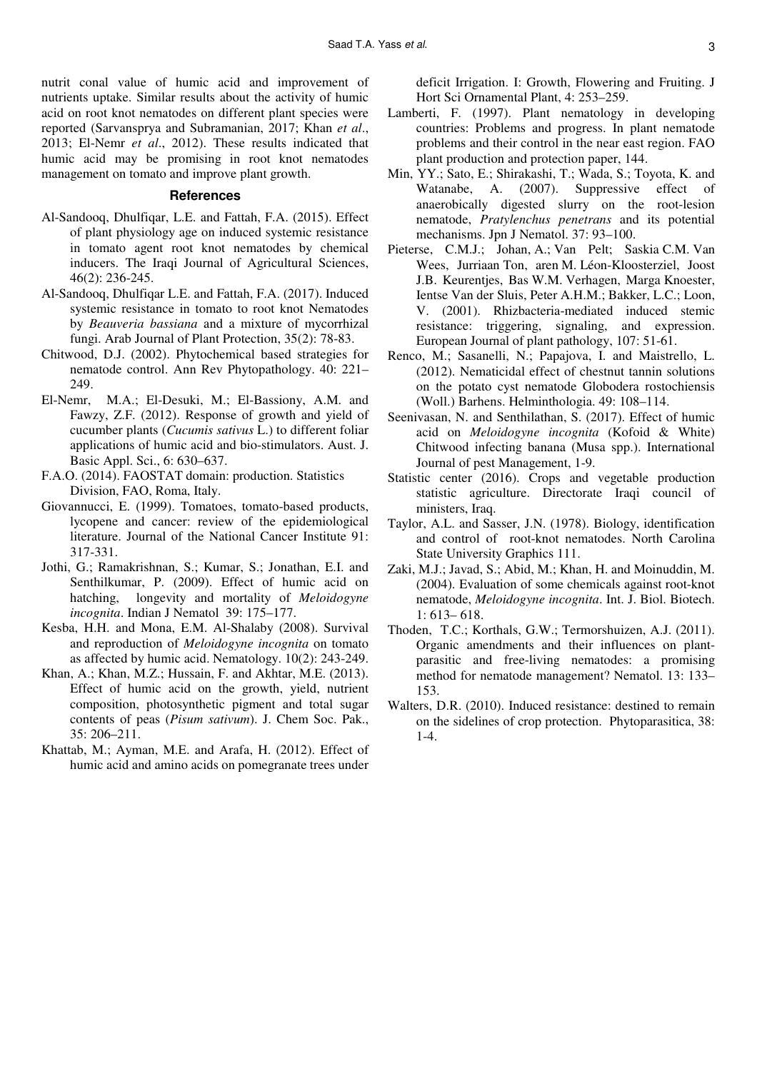nutrit conal value of humic acid and improvement of nutrients uptake. Similar results about the activity of humic acid on root knot nematodes on different plant species were reported (Sarvansprya and Subramanian, 2017; Khan *et al*., 2013; El-Nemr *et al*., 2012). These results indicated that humic acid may be promising in root knot nematodes management on tomato and improve plant growth.

## References

Al-Sandooq, Dhulfiqar, L.E. and Fattah, F.A. (2015). Effect of plant physiology age on induced systemic resistance in tomato agent root knot nematodes by chemical inducers. The Iraqi Journal of Agricultural Sciences, 46(2): 236-245.

Al-Sandooq, Dhulfiqar L.E. and Fattah, F.A. (2017). Induced systemic resistance in tomato to root knot Nematodes by *Beauveria bassiana* and a mixture of mycorrhizal fungi. Arab Journal of Plant Protection, 35(2): 78-83.

Chitwood, D.J. (2002). Phytochemical based strategies for nematode control. Ann Rev Phytopathology. 40: 221–249.

El-Nemr, M.A.; El-Desuki, M.; El-Bassiony, A.M. and Fawzy, Z.F. (2012). Response of growth and yield of cucumber plants (*Cucumis sativus* L.) to different foliar applications of humic acid and bio-stimulators. Aust. J. Basic Appl. Sci., 6: 630–637.

F.A.O. (2014). FAOSTAT domain: production. Statistics Division, FAO, Roma, Italy.

Giovannucci, E. (1999). Tomatoes, tomato-based products, lycopene and cancer: review of the epidemiological literature. Journal of the National Cancer Institute 91: 317-331.

Jothi, G.; Ramakrishnan, S.; Kumar, S.; Jonathan, E.I. and Senthilkumar, P. (2009). Effect of humic acid on hatching, longevity and mortality of *Meloidogyne incognita*. Indian J Nematol 39: 175–177.

Kesba, H.H. and Mona, E.M. Al-Shalaby (2008). Survival and reproduction of *Meloidogyne incognita* on tomato as affected by humic acid. Nematology. 10(2): 243-249.

Khan, A.; Khan, M.Z.; Hussain, F. and Akhtar, M.E. (2013). Effect of humic acid on the growth, yield, nutrient composition, photosynthetic pigment and total sugar contents of peas (*Pisum sativum*). J. Chem Soc. Pak., 35: 206–211.

Khattab, M.; Ayman, M.E. and Arafa, H. (2012). Effect of humic acid and amino acids on pomegranate trees under deficit Irrigation. I: Growth, Flowering and Fruiting. J Hort Sci Ornamental Plant, 4: 253–259.

Lamberti, F. (1997). Plant nematology in developing countries: Problems and progress. In plant nematode problems and their control in the near east region. FAO plant production and protection paper, 144.

Min, YY.; Sato, E.; Shirakashi, T.; Wada, S.; Toyota, K. and Watanabe, A. (2007). Suppressive effect of anaerobically digested slurry on the root-lesion nematode, *Pratylenchus penetrans* and its potential mechanisms. Jpn J Nematol. 37: 93–100.

Pieterse, C.M.J.; Johan, A.; Van Pelt; Saskia C.M. Van Wees, Jurriaan Ton, aren M. Léon-Kloosterziel, Joost J.B. Keurentjes, Bas W.M. Verhagen, Marga Knoester, Ientse Van der Sluis, Peter A.H.M.; Bakker, L.C.; Loon, V. (2001). Rhizbacteria-mediated induced stemic resistance: triggering, signaling, and expression. European Journal of plant pathology, 107: 51-61.

Renco, M.; Sasanelli, N.; Papajova, I. and Maistrello, L. (2012). Nematicidal effect of chestnut tannin solutions on the potato cyst nematode Globodera rostochiensis (Woll.) Barhens. Helminthologia. 49: 108–114.

Seenivasan, N. and Senthilathan, S. (2017). Effect of humic acid on *Meloidogyne incognita* (Kofoid & White) Chitwood infecting banana (Musa spp.). International Journal of pest Management, 1-9.

Statistic center (2016). Crops and vegetable production statistic agriculture. Directorate Iraqi council of ministers, Iraq.

Taylor, A.L. and Sasser, J.N. (1978). Biology, identification and control of root-knot nematodes. North Carolina State University Graphics 111.

Zaki, M.J.; Javad, S.; Abid, M.; Khan, H. and Moinuddin, M. (2004). Evaluation of some chemicals against root-knot nematode, *Meloidogyne incognita*. Int. J. Biol. Biotech. 1: 613– 618.

Thoden, T.C.; Korthals, G.W.; Termorshuizen, A.J. (2011). Organic amendments and their influences on plant-parasitic and free-living nematodes: a promising method for nematode management? Nematol. 13: 133–153.

Walters, D.R. (2010). Induced resistance: destined to remain on the sidelines of crop protection. Phytoparasitica, 38: 1-4.